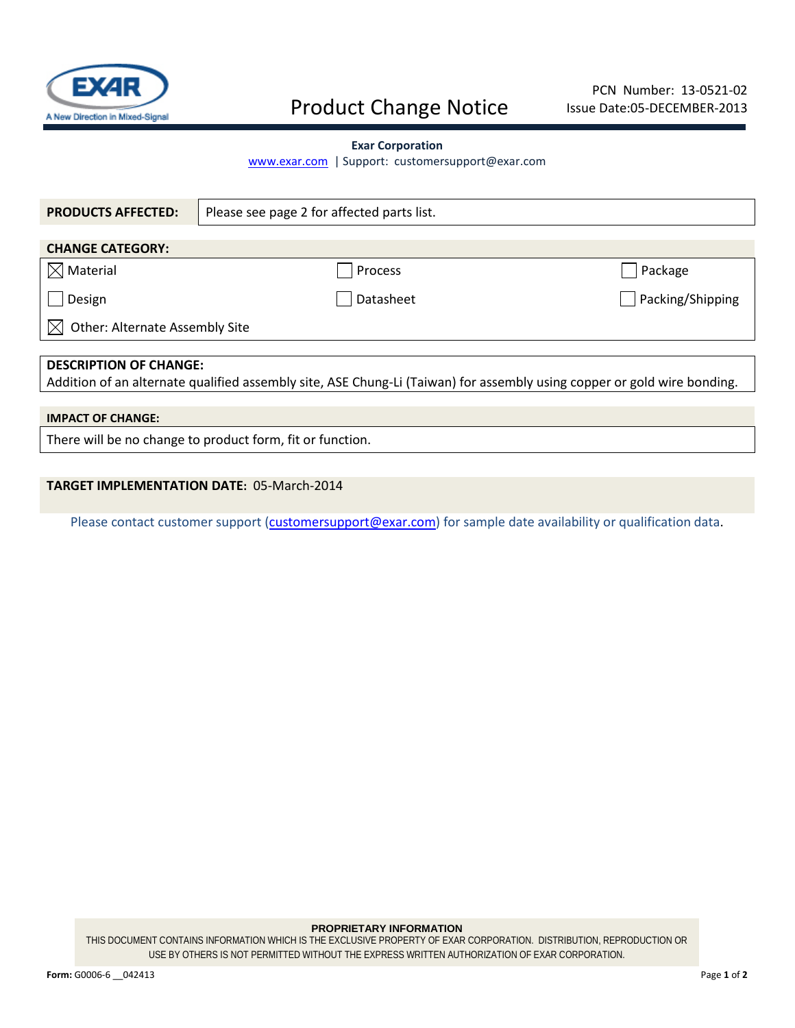# Product Change Notice

PCN Number: 13-0521-02
Issue Date:05-DECEMBER-2013

**Exar Corporation**

www.exar.com | Support: customersupport@exar.com

| **PRODUCTS AFFECTED:** | Please see page 2 for affected parts list. |
|---|---|

**CHANGE CATEGORY:**

| | | |
|---|---|---|
| ☒ Material | ☐ Process | ☐ Package |
| ☐ Design | ☐ Datasheet | ☐ Packing/Shipping |
| ☒ Other: Alternate Assembly Site | | |

**DESCRIPTION OF CHANGE:**
Addition of an alternate qualified assembly site, ASE Chung-Li (Taiwan) for assembly using copper or gold wire bonding.

**IMPACT OF CHANGE:**

There will be no change to product form, fit or function.

**TARGET IMPLEMENTATION DATE:** 05-March-2014

Please contact customer support (customersupport@exar.com) for sample date availability or qualification data.

**PROPRIETARY INFORMATION**
THIS DOCUMENT CONTAINS INFORMATION WHICH IS THE EXCLUSIVE PROPERTY OF EXAR CORPORATION. DISTRIBUTION, REPRODUCTION OR USE BY OTHERS IS NOT PERMITTED WITHOUT THE EXPRESS WRITTEN AUTHORIZATION OF EXAR CORPORATION.

**Form:** G0006-6 __042413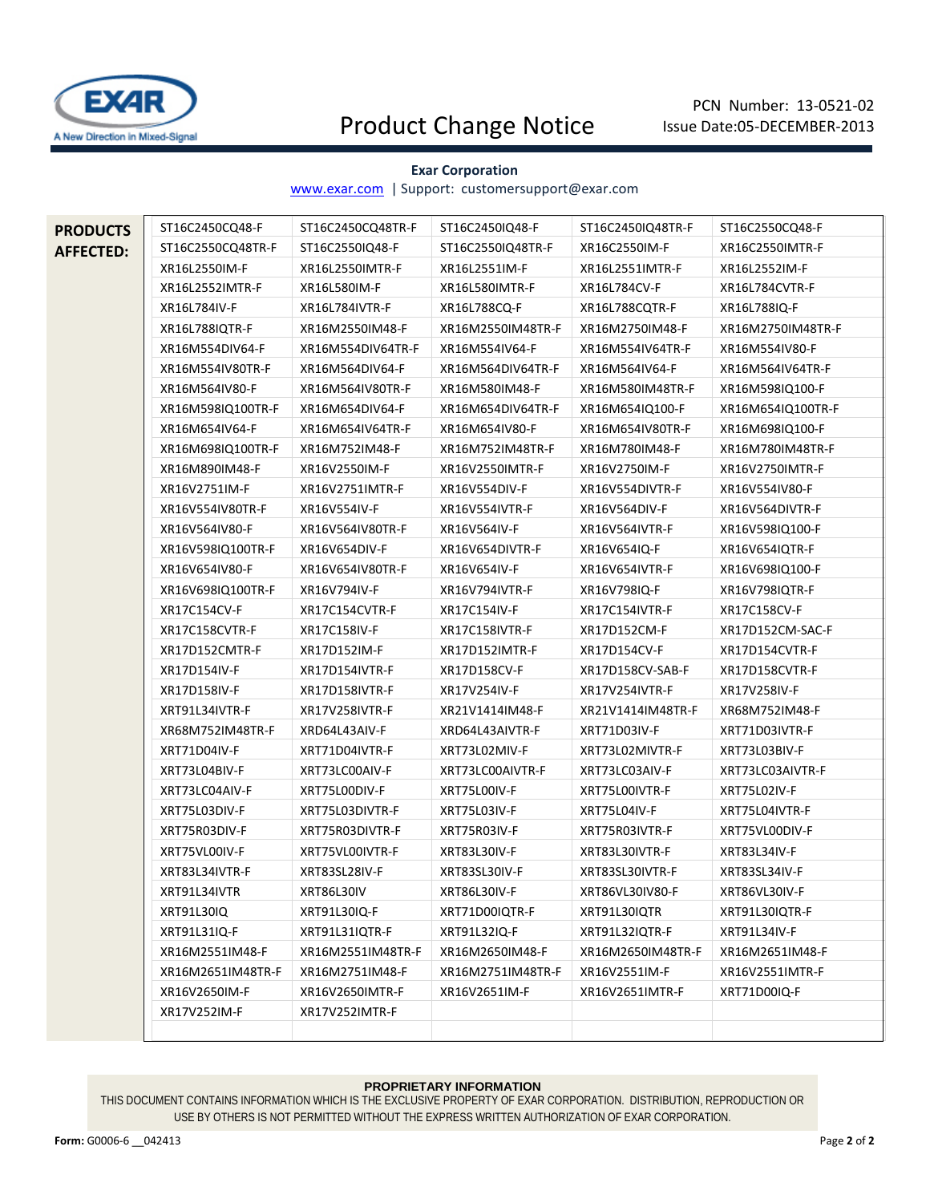# Product Change Notice

PCN Number: 13-0521-02
Issue Date:05-DECEMBER-2013

**Exar Corporation**

www.exar.com | Support: customersupport@exar.com

**PRODUCTS AFFECTED:**

| | | | | |
|---|---|---|---|---|
| ST16C2450CQ48-F | ST16C2450CQ48TR-F | ST16C2450IQ48-F | ST16C2450IQ48TR-F | ST16C2550CQ48-F |
| ST16C2550CQ48TR-F | ST16C2550IQ48-F | ST16C2550IQ48TR-F | XR16C2550IM-F | XR16C2550IMTR-F |
| XR16L2550IM-F | XR16L2550IMTR-F | XR16L2551IM-F | XR16L2551IMTR-F | XR16L2552IM-F |
| XR16L2552IMTR-F | XR16L580IM-F | XR16L580IMTR-F | XR16L784CV-F | XR16L784CVTR-F |
| XR16L784IV-F | XR16L784IVTR-F | XR16L788CQ-F | XR16L788CQTR-F | XR16L788IQ-F |
| XR16L788IQTR-F | XR16M2550IM48-F | XR16M2550IM48TR-F | XR16M2750IM48-F | XR16M2750IM48TR-F |
| XR16M554DIV64-F | XR16M554DIV64TR-F | XR16M554IV64-F | XR16M554IV64TR-F | XR16M554IV80-F |
| XR16M554IV80TR-F | XR16M564DIV64-F | XR16M564DIV64TR-F | XR16M564IV64-F | XR16M564IV64TR-F |
| XR16M564IV80-F | XR16M564IV80TR-F | XR16M580IM48-F | XR16M580IM48TR-F | XR16M598IQ100-F |
| XR16M598IQ100TR-F | XR16M654DIV64-F | XR16M654DIV64TR-F | XR16M654IQ100-F | XR16M654IQ100TR-F |
| XR16M654IV64-F | XR16M654IV64TR-F | XR16M654IV80-F | XR16M654IV80TR-F | XR16M698IQ100-F |
| XR16M698IQ100TR-F | XR16M752IM48-F | XR16M752IM48TR-F | XR16M780IM48-F | XR16M780IM48TR-F |
| XR16M890IM48-F | XR16V2550IM-F | XR16V2550IMTR-F | XR16V2750IM-F | XR16V2750IMTR-F |
| XR16V2751IM-F | XR16V2751IMTR-F | XR16V554DIV-F | XR16V554DIVTR-F | XR16V554IV80-F |
| XR16V554IV80TR-F | XR16V554IV-F | XR16V554IVTR-F | XR16V564DIV-F | XR16V564DIVTR-F |
| XR16V564IV80-F | XR16V564IV80TR-F | XR16V564IV-F | XR16V564IVTR-F | XR16V598IQ100-F |
| XR16V598IQ100TR-F | XR16V654DIV-F | XR16V654DIVTR-F | XR16V654IQ-F | XR16V654IQTR-F |
| XR16V654IV80-F | XR16V654IV80TR-F | XR16V654IV-F | XR16V654IVTR-F | XR16V698IQ100-F |
| XR16V698IQ100TR-F | XR16V794IV-F | XR16V794IVTR-F | XR16V798IQ-F | XR16V798IQTR-F |
| XR17C154CV-F | XR17C154CVTR-F | XR17C154IV-F | XR17C154IVTR-F | XR17C158CV-F |
| XR17C158CVTR-F | XR17C158IV-F | XR17C158IVTR-F | XR17D152CM-F | XR17D152CM-SAC-F |
| XR17D152CMTR-F | XR17D152IM-F | XR17D152IMTR-F | XR17D154CV-F | XR17D154CVTR-F |
| XR17D154IV-F | XR17D154IVTR-F | XR17D158CV-F | XR17D158CV-SAB-F | XR17D158CVTR-F |
| XR17D158IV-F | XR17D158IVTR-F | XR17V254IV-F | XR17V254IVTR-F | XR17V258IV-F |
| XRT91L34IVTR-F | XR17V258IVTR-F | XR21V1414IM48-F | XR21V1414IM48TR-F | XR68M752IM48-F |
| XR68M752IM48TR-F | XRD64L43AIV-F | XRD64L43AIVTR-F | XRT71D03IV-F | XRT71D03IVTR-F |
| XRT71D04IV-F | XRT71D04IVTR-F | XRT73L02MIV-F | XRT73L02MIVTR-F | XRT73L03BIV-F |
| XRT73L04BIV-F | XRT73LC00AIV-F | XRT73LC00AIVTR-F | XRT73LC03AIV-F | XRT73LC03AIVTR-F |
| XRT73LC04AIV-F | XRT75L00DIV-F | XRT75L00IV-F | XRT75L00IVTR-F | XRT75L02IV-F |
| XRT75L03DIV-F | XRT75L03DIVTR-F | XRT75L03IV-F | XRT75L04IV-F | XRT75L04IVTR-F |
| XRT75R03DIV-F | XRT75R03DIVTR-F | XRT75R03IV-F | XRT75R03IVTR-F | XRT75VL00DIV-F |
| XRT75VL00IV-F | XRT75VL00IVTR-F | XRT83L30IV-F | XRT83L30IVTR-F | XRT83L34IV-F |
| XRT83L34IVTR-F | XRT83SL28IV-F | XRT83SL30IV-F | XRT83SL30IVTR-F | XRT83SL34IV-F |
| XRT91L34IVTR | XRT86L30IV | XRT86L30IV-F | XRT86VL30IV80-F | XRT86VL30IV-F |
| XRT91L30IQ | XRT91L30IQ-F | XRT71D00IQTR-F | XRT91L30IQTR | XRT91L30IQTR-F |
| XRT91L31IQ-F | XRT91L31IQTR-F | XRT91L32IQ-F | XRT91L32IQTR-F | XRT91L34IV-F |
| XR16M2551IM48-F | XR16M2551IM48TR-F | XR16M2650IM48-F | XR16M2650IM48TR-F | XR16M2651IM48-F |
| XR16M2651IM48TR-F | XR16M2751IM48-F | XR16M2751IM48TR-F | XR16V2551IM-F | XR16V2551IMTR-F |
| XR16V2650IM-F | XR16V2650IMTR-F | XR16V2651IM-F | XR16V2651IMTR-F | XRT71D00IQ-F |
| XR17V252IM-F | XR17V252IMTR-F | | | |

**PROPRIETARY INFORMATION**

THIS DOCUMENT CONTAINS INFORMATION WHICH IS THE EXCLUSIVE PROPERTY OF EXAR CORPORATION. DISTRIBUTION, REPRODUCTION OR USE BY OTHERS IS NOT PERMITTED WITHOUT THE EXPRESS WRITTEN AUTHORIZATION OF EXAR CORPORATION.

**Form:** G0006-6 __042413